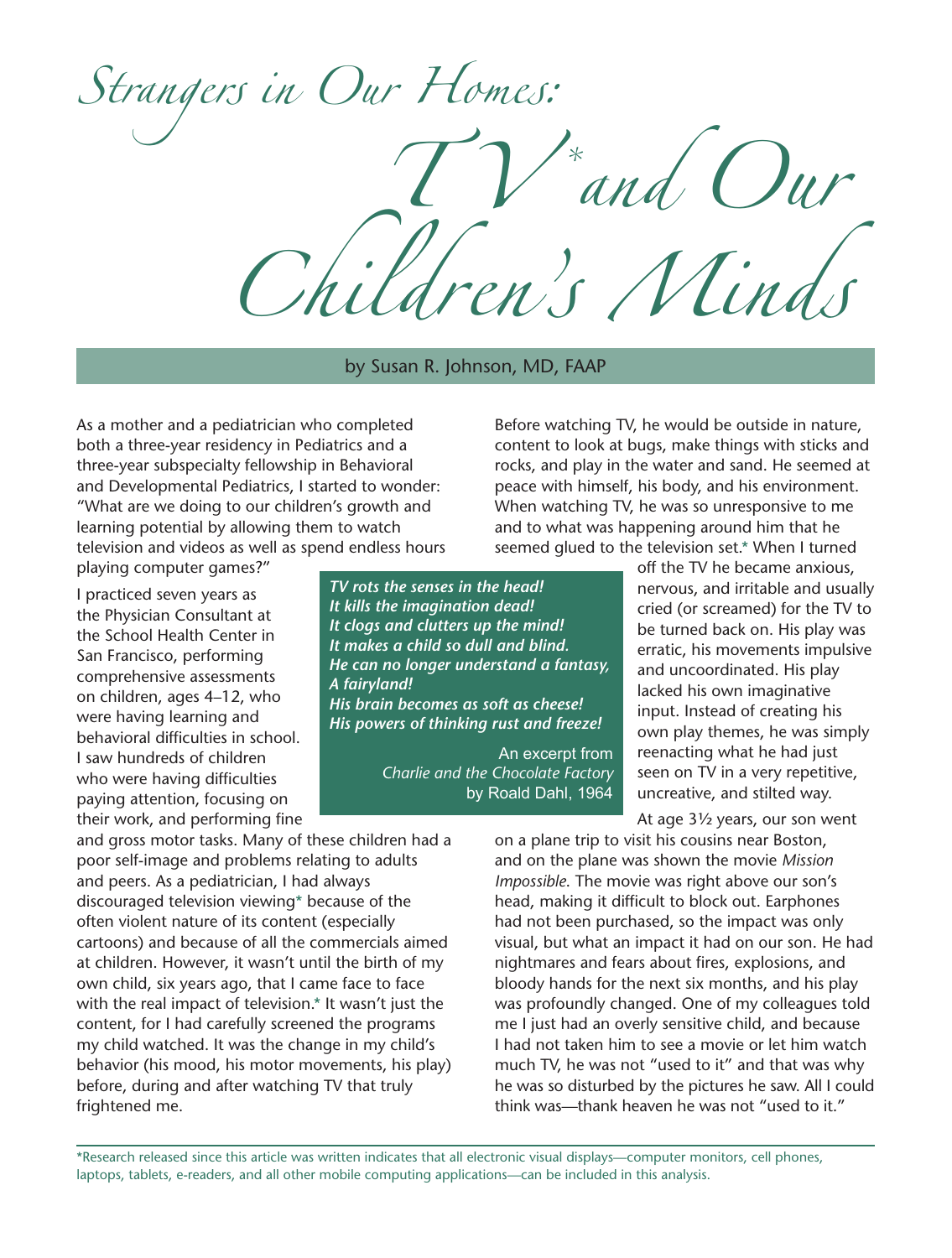# *Strangers in Our Homes: TV* and Our Children's Minds*

by Susan R. Johnson, MD, FAAP

As a mother and a pediatrician who completed both a three-year residency in Pediatrics and a three-year subspecialty fellowship in Behavioral and Developmental Pediatrics, I started to wonder: "What are we doing to our children's growth and learning potential by allowing them to watch television and videos as well as spend endless hours playing computer games?"

I practiced seven years as the Physician Consultant at the School Health Center in San Francisco, performing comprehensive assessments on children, ages 4–12, who were having learning and behavioral difficulties in school. I saw hundreds of children who were having difficulties paying attention, focusing on their work, and performing fine and gross motor tasks. Many of these children had a poor self-image and problems relating to adults and peers. As a pediatrician, I had always discouraged television viewing* because of the often violent nature of its content (especially cartoons) and because of all the commercials aimed at children. However, it wasn't until the birth of my own child, six years ago, that I came face to face with the real impact of television.* It wasn't just the content, for I had carefully screened the programs my child watched. It was the change in my child's behavior (his mood, his motor movements, his play) before, during and after watching TV that truly frightened me.

> ***TV rots the senses in the head!***
> ***It kills the imagination dead!***
> ***It clogs and clutters up the mind!***
> ***It makes a child so dull and blind.***
> ***He can no longer understand a fantasy, A fairyland!***
> ***His brain becomes as soft as cheese!***
> ***His powers of thinking rust and freeze!***
>
> An excerpt from *Charlie and the Chocolate Factory* by Roald Dahl, 1964

Before watching TV, he would be outside in nature, content to look at bugs, make things with sticks and rocks, and play in the water and sand. He seemed at peace with himself, his body, and his environment. When watching TV, he was so unresponsive to me and to what was happening around him that he seemed glued to the television set.* When I turned off the TV he became anxious, nervous, and irritable and usually cried (or screamed) for the TV to be turned back on. His play was erratic, his movements impulsive and uncoordinated. His play lacked his own imaginative input. Instead of creating his own play themes, he was simply reenacting what he had just seen on TV in a very repetitive, uncreative, and stilted way.

At age 3½ years, our son went on a plane trip to visit his cousins near Boston, and on the plane was shown the movie *Mission Impossible*. The movie was right above our son's head, making it difficult to block out. Earphones had not been purchased, so the impact was only visual, but what an impact it had on our son. He had nightmares and fears about fires, explosions, and bloody hands for the next six months, and his play was profoundly changed. One of my colleagues told me I just had an overly sensitive child, and because I had not taken him to see a movie or let him watch much TV, he was not "used to it" and that was why he was so disturbed by the pictures he saw. All I could think was—thank heaven he was not "used to it."

*Research released since this article was written indicates that all electronic visual displays—computer monitors, cell phones, laptops, tablets, e-readers, and all other mobile computing applications—can be included in this analysis.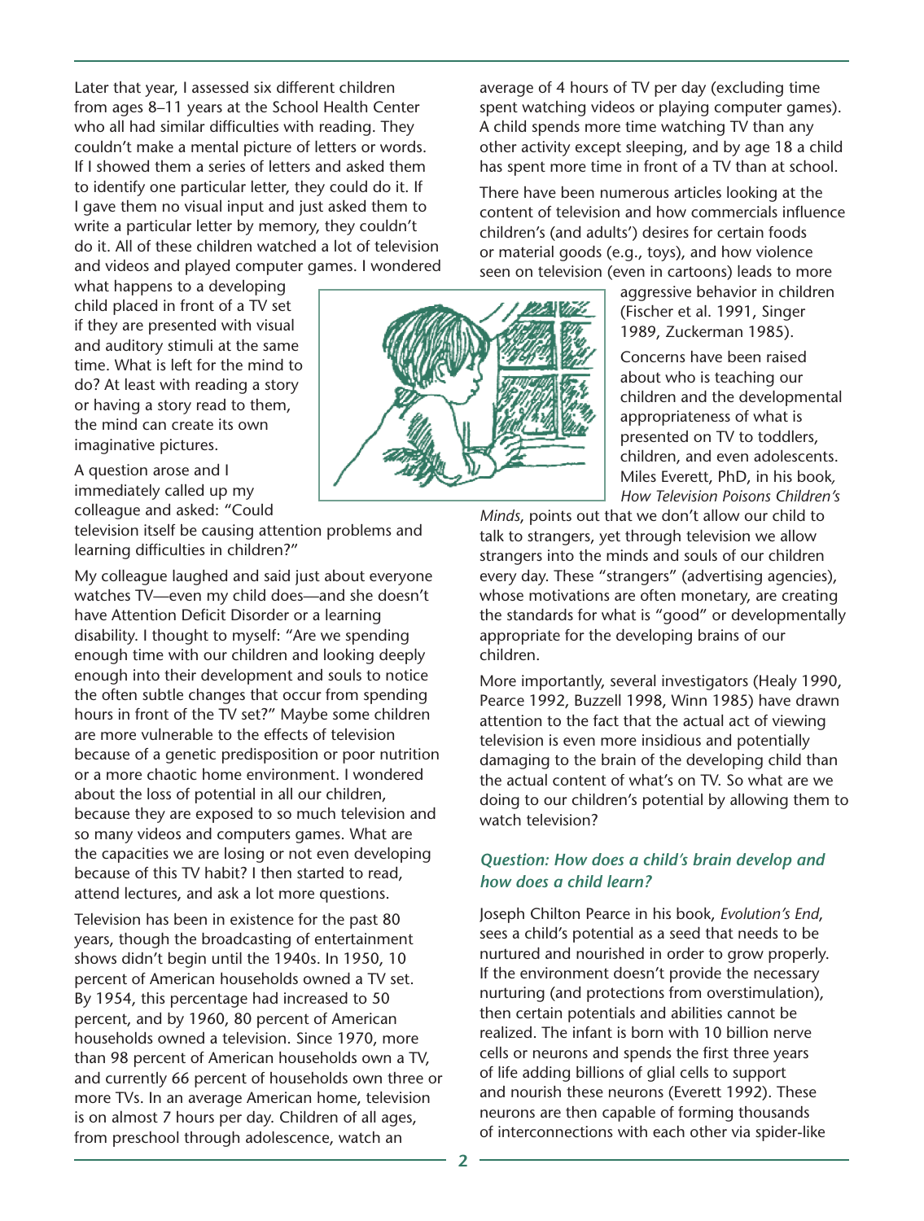Later that year, I assessed six different children from ages 8–11 years at the School Health Center who all had similar difficulties with reading. They couldn't make a mental picture of letters or words. If I showed them a series of letters and asked them to identify one particular letter, they could do it. If I gave them no visual input and just asked them to write a particular letter by memory, they couldn't do it. All of these children watched a lot of television and videos and played computer games. I wondered what happens to a developing child placed in front of a TV set if they are presented with visual and auditory stimuli at the same time. What is left for the mind to do? At least with reading a story or having a story read to them, the mind can create its own imaginative pictures.

A question arose and I immediately called up my colleague and asked: "Could television itself be causing attention problems and learning difficulties in children?"

My colleague laughed and said just about everyone watches TV—even my child does—and she doesn't have Attention Deficit Disorder or a learning disability. I thought to myself: "Are we spending enough time with our children and looking deeply enough into their development and souls to notice the often subtle changes that occur from spending hours in front of the TV set?" Maybe some children are more vulnerable to the effects of television because of a genetic predisposition or poor nutrition or a more chaotic home environment. I wondered about the loss of potential in all our children, because they are exposed to so much television and so many videos and computers games. What are the capacities we are losing or not even developing because of this TV habit? I then started to read, attend lectures, and ask a lot more questions.

Television has been in existence for the past 80 years, though the broadcasting of entertainment shows didn't begin until the 1940s. In 1950, 10 percent of American households owned a TV set. By 1954, this percentage had increased to 50 percent, and by 1960, 80 percent of American households owned a television. Since 1970, more than 98 percent of American households own a TV, and currently 66 percent of households own three or more TVs. In an average American home, television is on almost 7 hours per day. Children of all ages, from preschool through adolescence, watch an average of 4 hours of TV per day (excluding time spent watching videos or playing computer games). A child spends more time watching TV than any other activity except sleeping, and by age 18 a child has spent more time in front of a TV than at school.

There have been numerous articles looking at the content of television and how commercials influence children's (and adults') desires for certain foods or material goods (e.g., toys), and how violence seen on television (even in cartoons) leads to more aggressive behavior in children (Fischer et al. 1991, Singer 1989, Zuckerman 1985).

Concerns have been raised about who is teaching our children and the developmental appropriateness of what is presented on TV to toddlers, children, and even adolescents. Miles Everett, PhD, in his book, *How Television Poisons Children's Minds*, points out that we don't allow our child to talk to strangers, yet through television we allow strangers into the minds and souls of our children every day. These "strangers" (advertising agencies), whose motivations are often monetary, are creating the standards for what is "good" or developmentally appropriate for the developing brains of our children.

More importantly, several investigators (Healy 1990, Pearce 1992, Buzzell 1998, Winn 1985) have drawn attention to the fact that the actual act of viewing television is even more insidious and potentially damaging to the brain of the developing child than the actual content of what's on TV. So what are we doing to our children's potential by allowing them to watch television?

### *Question: How does a child's brain develop and how does a child learn?*

Joseph Chilton Pearce in his book, *Evolution's End*, sees a child's potential as a seed that needs to be nurtured and nourished in order to grow properly. If the environment doesn't provide the necessary nurturing (and protections from overstimulation), then certain potentials and abilities cannot be realized. The infant is born with 10 billion nerve cells or neurons and spends the first three years of life adding billions of glial cells to support and nourish these neurons (Everett 1992). These neurons are then capable of forming thousands of interconnections with each other via spider-like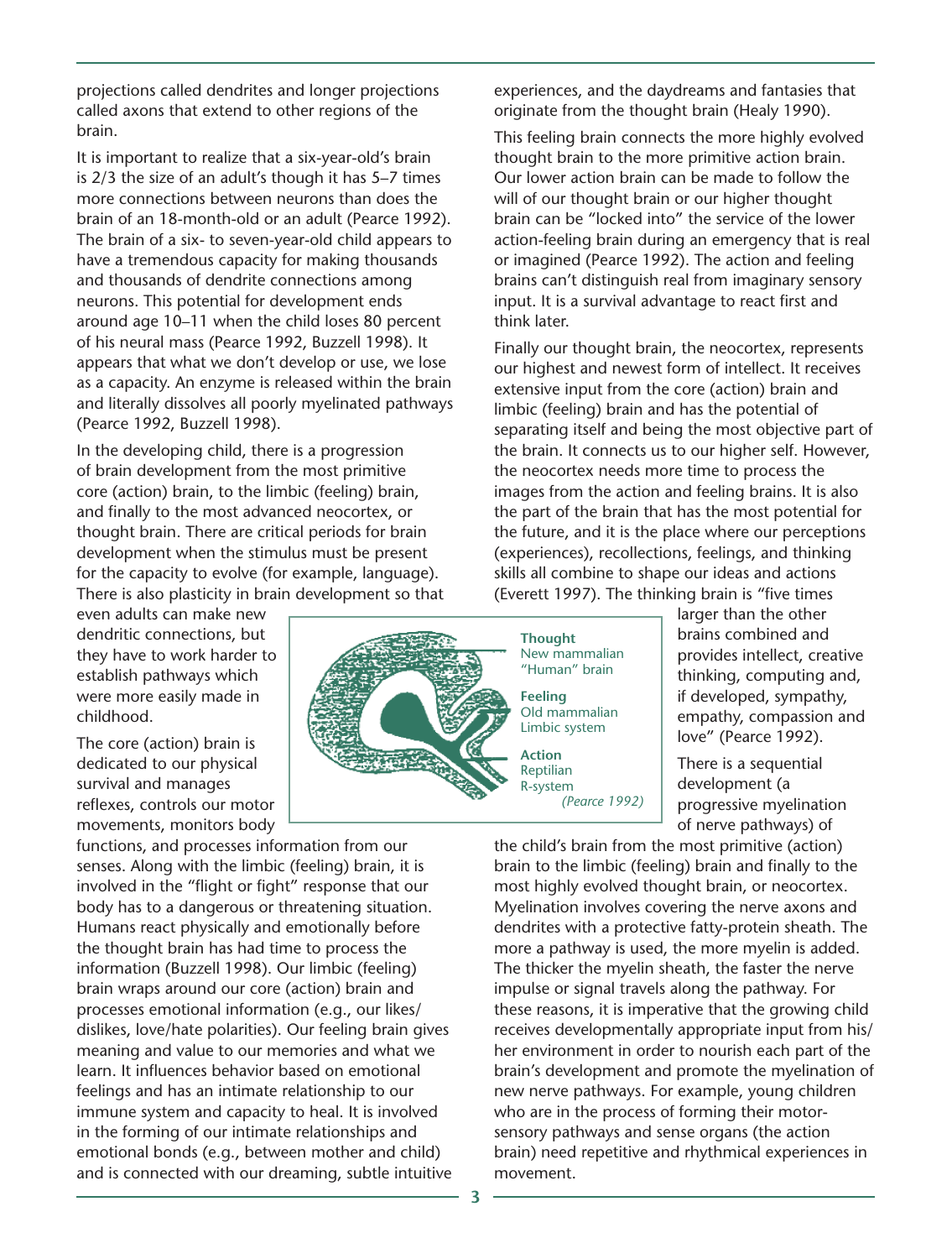projections called dendrites and longer projections called axons that extend to other regions of the brain.

It is important to realize that a six-year-old's brain is 2/3 the size of an adult's though it has 5–7 times more connections between neurons than does the brain of an 18-month-old or an adult (Pearce 1992). The brain of a six- to seven-year-old child appears to have a tremendous capacity for making thousands and thousands of dendrite connections among neurons. This potential for development ends around age 10–11 when the child loses 80 percent of his neural mass (Pearce 1992, Buzzell 1998). It appears that what we don't develop or use, we lose as a capacity. An enzyme is released within the brain and literally dissolves all poorly myelinated pathways (Pearce 1992, Buzzell 1998).

In the developing child, there is a progression of brain development from the most primitive core (action) brain, to the limbic (feeling) brain, and finally to the most advanced neocortex, or thought brain. There are critical periods for brain development when the stimulus must be present for the capacity to evolve (for example, language). There is also plasticity in brain development so that even adults can make new dendritic connections, but they have to work harder to establish pathways which were more easily made in childhood.

The core (action) brain is dedicated to our physical survival and manages reflexes, controls our motor movements, monitors body functions, and processes information from our senses. Along with the limbic (feeling) brain, it is involved in the "flight or fight" response that our body has to a dangerous or threatening situation. Humans react physically and emotionally before the thought brain has had time to process the information (Buzzell 1998). Our limbic (feeling) brain wraps around our core (action) brain and processes emotional information (e.g., our likes/dislikes, love/hate polarities). Our feeling brain gives meaning and value to our memories and what we learn. It influences behavior based on emotional feelings and has an intimate relationship to our immune system and capacity to heal. It is involved in the forming of our intimate relationships and emotional bonds (e.g., between mother and child) and is connected with our dreaming, subtle intuitive experiences, and the daydreams and fantasies that originate from the thought brain (Healy 1990).

This feeling brain connects the more highly evolved thought brain to the more primitive action brain. Our lower action brain can be made to follow the will of our thought brain or our higher thought brain can be "locked into" the service of the lower action-feeling brain during an emergency that is real or imagined (Pearce 1992). The action and feeling brains can't distinguish real from imaginary sensory input. It is a survival advantage to react first and think later.

Finally our thought brain, the neocortex, represents our highest and newest form of intellect. It receives extensive input from the core (action) brain and limbic (feeling) brain and has the potential of separating itself and being the most objective part of the brain. It connects us to our higher self. However, the neocortex needs more time to process the images from the action and feeling brains. It is also the part of the brain that has the most potential for the future, and it is the place where our perceptions (experiences), recollections, feelings, and thinking skills all combine to shape our ideas and actions (Everett 1997). The thinking brain is "five times larger than the other brains combined and provides intellect, creative thinking, computing and, if developed, sympathy, empathy, compassion and love" (Pearce 1992).

**Thought**
New mammalian
"Human" brain

**Feeling**
Old mammalian
Limbic system

**Action**
Reptilian
R-system

*(Pearce 1992)*

There is a sequential development (a progressive myelination of nerve pathways) of the child's brain from the most primitive (action) brain to the limbic (feeling) brain and finally to the most highly evolved thought brain, or neocortex. Myelination involves covering the nerve axons and dendrites with a protective fatty-protein sheath. The more a pathway is used, the more myelin is added. The thicker the myelin sheath, the faster the nerve impulse or signal travels along the pathway. For these reasons, it is imperative that the growing child receives developmentally appropriate input from his/her environment in order to nourish each part of the brain's development and promote the myelination of new nerve pathways. For example, young children who are in the process of forming their motor-sensory pathways and sense organs (the action brain) need repetitive and rhythmical experiences in movement.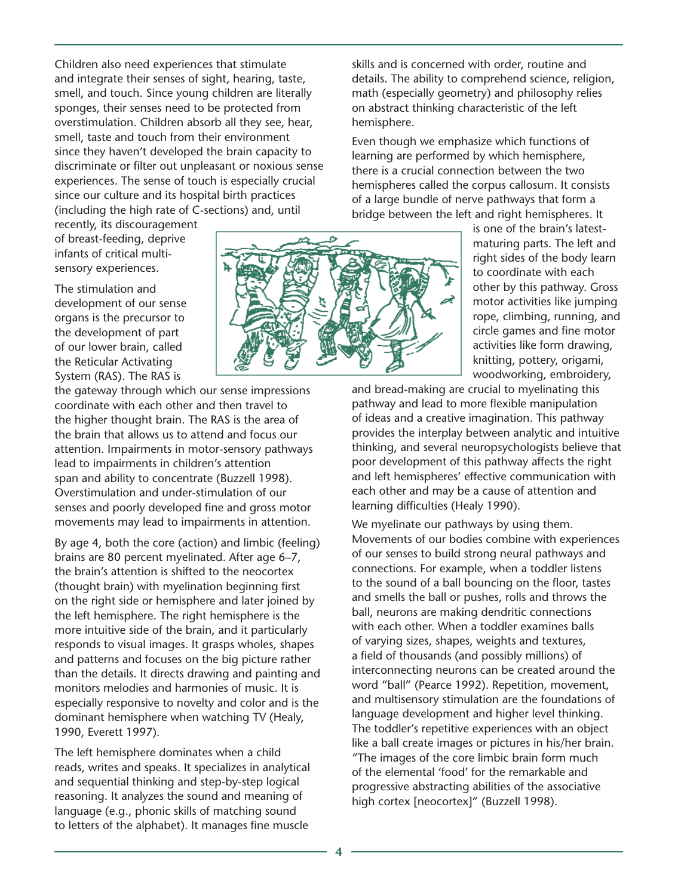Children also need experiences that stimulate and integrate their senses of sight, hearing, taste, smell, and touch. Since young children are literally sponges, their senses need to be protected from overstimulation. Children absorb all they see, hear, smell, taste and touch from their environment since they haven't developed the brain capacity to discriminate or filter out unpleasant or noxious sense experiences. The sense of touch is especially crucial since our culture and its hospital birth practices (including the high rate of C-sections) and, until recently, its discouragement of breast-feeding, deprive infants of critical multi-sensory experiences.

The stimulation and development of our sense organs is the precursor to the development of part of our lower brain, called the Reticular Activating System (RAS). The RAS is the gateway through which our sense impressions coordinate with each other and then travel to the higher thought brain. The RAS is the area of the brain that allows us to attend and focus our attention. Impairments in motor-sensory pathways lead to impairments in children's attention span and ability to concentrate (Buzzell 1998). Overstimulation and under-stimulation of our senses and poorly developed fine and gross motor movements may lead to impairments in attention.

By age 4, both the core (action) and limbic (feeling) brains are 80 percent myelinated. After age 6–7, the brain's attention is shifted to the neocortex (thought brain) with myelination beginning first on the right side or hemisphere and later joined by the left hemisphere. The right hemisphere is the more intuitive side of the brain, and it particularly responds to visual images. It grasps wholes, shapes and patterns and focuses on the big picture rather than the details. It directs drawing and painting and monitors melodies and harmonies of music. It is especially responsive to novelty and color and is the dominant hemisphere when watching TV (Healy, 1990, Everett 1997).

The left hemisphere dominates when a child reads, writes and speaks. It specializes in analytical and sequential thinking and step-by-step logical reasoning. It analyzes the sound and meaning of language (e.g., phonic skills of matching sound to letters of the alphabet). It manages fine muscle skills and is concerned with order, routine and details. The ability to comprehend science, religion, math (especially geometry) and philosophy relies on abstract thinking characteristic of the left hemisphere.

Even though we emphasize which functions of learning are performed by which hemisphere, there is a crucial connection between the two hemispheres called the corpus callosum. It consists of a large bundle of nerve pathways that form a bridge between the left and right hemispheres. It is one of the brain's latest-maturing parts. The left and right sides of the body learn to coordinate with each other by this pathway. Gross motor activities like jumping rope, climbing, running, and circle games and fine motor activities like form drawing, knitting, pottery, origami, woodworking, embroidery, and bread-making are crucial to myelinating this pathway and lead to more flexible manipulation of ideas and a creative imagination. This pathway provides the interplay between analytic and intuitive thinking, and several neuropsychologists believe that poor development of this pathway affects the right and left hemispheres' effective communication with each other and may be a cause of attention and learning difficulties (Healy 1990).

We myelinate our pathways by using them. Movements of our bodies combine with experiences of our senses to build strong neural pathways and connections. For example, when a toddler listens to the sound of a ball bouncing on the floor, tastes and smells the ball or pushes, rolls and throws the ball, neurons are making dendritic connections with each other. When a toddler examines balls of varying sizes, shapes, weights and textures, a field of thousands (and possibly millions) of interconnecting neurons can be created around the word "ball" (Pearce 1992). Repetition, movement, and multisensory stimulation are the foundations of language development and higher level thinking. The toddler's repetitive experiences with an object like a ball create images or pictures in his/her brain. "The images of the core limbic brain form much of the elemental 'food' for the remarkable and progressive abstracting abilities of the associative high cortex [neocortex]" (Buzzell 1998).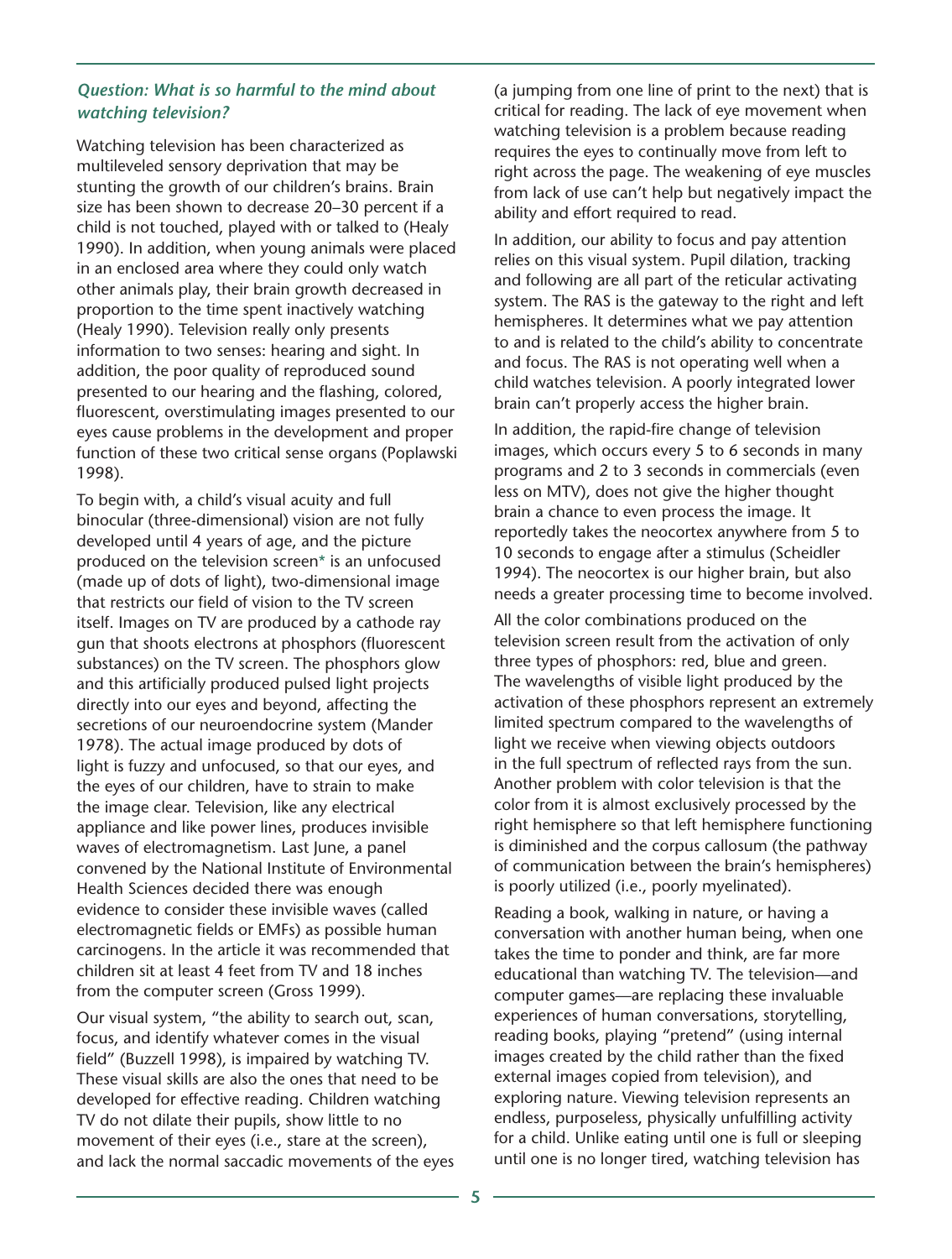***Question: What is so harmful to the mind about watching television?***

Watching television has been characterized as multileveled sensory deprivation that may be stunting the growth of our children's brains. Brain size has been shown to decrease 20–30 percent if a child is not touched, played with or talked to (Healy 1990). In addition, when young animals were placed in an enclosed area where they could only watch other animals play, their brain growth decreased in proportion to the time spent inactively watching (Healy 1990). Television really only presents information to two senses: hearing and sight. In addition, the poor quality of reproduced sound presented to our hearing and the flashing, colored, fluorescent, overstimulating images presented to our eyes cause problems in the development and proper function of these two critical sense organs (Poplawski 1998).

To begin with, a child's visual acuity and full binocular (three-dimensional) vision are not fully developed until 4 years of age, and the picture produced on the television screen* is an unfocused (made up of dots of light), two-dimensional image that restricts our field of vision to the TV screen itself. Images on TV are produced by a cathode ray gun that shoots electrons at phosphors (fluorescent substances) on the TV screen. The phosphors glow and this artificially produced pulsed light projects directly into our eyes and beyond, affecting the secretions of our neuroendocrine system (Mander 1978). The actual image produced by dots of light is fuzzy and unfocused, so that our eyes, and the eyes of our children, have to strain to make the image clear. Television, like any electrical appliance and like power lines, produces invisible waves of electromagnetism. Last June, a panel convened by the National Institute of Environmental Health Sciences decided there was enough evidence to consider these invisible waves (called electromagnetic fields or EMFs) as possible human carcinogens. In the article it was recommended that children sit at least 4 feet from TV and 18 inches from the computer screen (Gross 1999).

Our visual system, "the ability to search out, scan, focus, and identify whatever comes in the visual field" (Buzzell 1998), is impaired by watching TV. These visual skills are also the ones that need to be developed for effective reading. Children watching TV do not dilate their pupils, show little to no movement of their eyes (i.e., stare at the screen), and lack the normal saccadic movements of the eyes (a jumping from one line of print to the next) that is critical for reading. The lack of eye movement when watching television is a problem because reading requires the eyes to continually move from left to right across the page. The weakening of eye muscles from lack of use can't help but negatively impact the ability and effort required to read.

In addition, our ability to focus and pay attention relies on this visual system. Pupil dilation, tracking and following are all part of the reticular activating system. The RAS is the gateway to the right and left hemispheres. It determines what we pay attention to and is related to the child's ability to concentrate and focus. The RAS is not operating well when a child watches television. A poorly integrated lower brain can't properly access the higher brain.

In addition, the rapid-fire change of television images, which occurs every 5 to 6 seconds in many programs and 2 to 3 seconds in commercials (even less on MTV), does not give the higher thought brain a chance to even process the image. It reportedly takes the neocortex anywhere from 5 to 10 seconds to engage after a stimulus (Scheidler 1994). The neocortex is our higher brain, but also needs a greater processing time to become involved.

All the color combinations produced on the television screen result from the activation of only three types of phosphors: red, blue and green. The wavelengths of visible light produced by the activation of these phosphors represent an extremely limited spectrum compared to the wavelengths of light we receive when viewing objects outdoors in the full spectrum of reflected rays from the sun. Another problem with color television is that the color from it is almost exclusively processed by the right hemisphere so that left hemisphere functioning is diminished and the corpus callosum (the pathway of communication between the brain's hemispheres) is poorly utilized (i.e., poorly myelinated).

Reading a book, walking in nature, or having a conversation with another human being, when one takes the time to ponder and think, are far more educational than watching TV. The television—and computer games—are replacing these invaluable experiences of human conversations, storytelling, reading books, playing "pretend" (using internal images created by the child rather than the fixed external images copied from television), and exploring nature. Viewing television represents an endless, purposeless, physically unfulfilling activity for a child. Unlike eating until one is full or sleeping until one is no longer tired, watching television has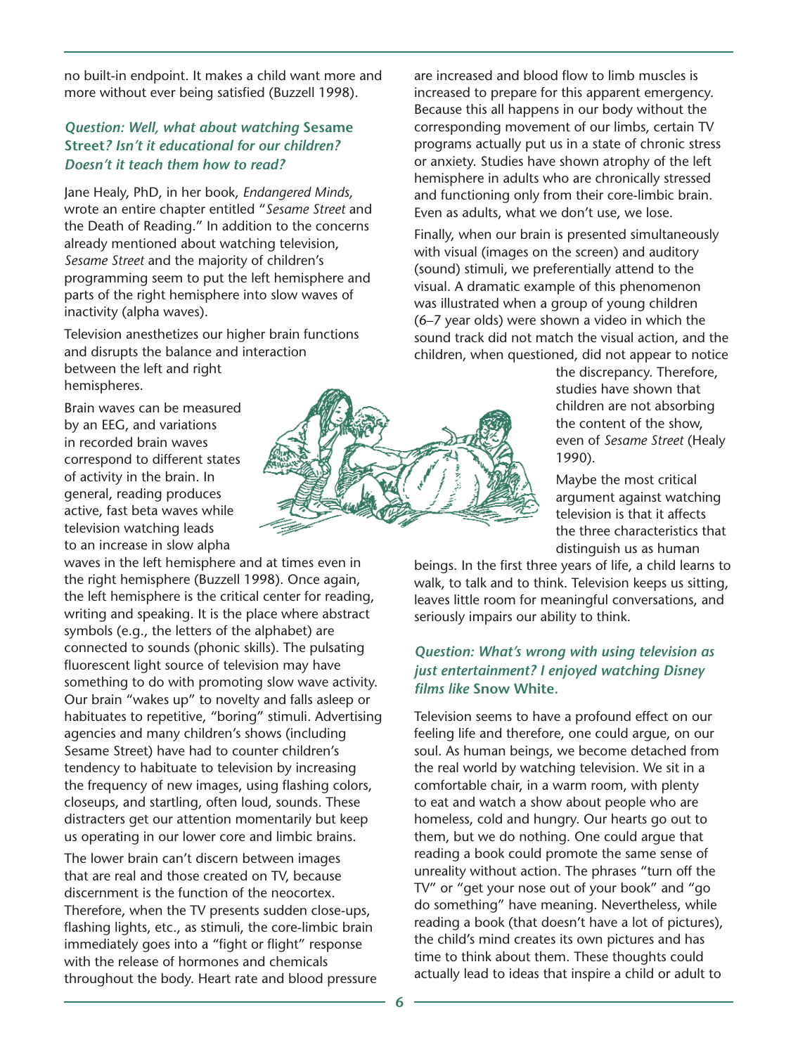no built-in endpoint. It makes a child want more and more without ever being satisfied (Buzzell 1998).

### *Question: Well, what about watching* **Sesame Street***? Isn't it educational for our children? Doesn't it teach them how to read?*

Jane Healy, PhD, in her book, *Endangered Minds,* wrote an entire chapter entitled "*Sesame Street* and the Death of Reading." In addition to the concerns already mentioned about watching television, *Sesame Street* and the majority of children's programming seem to put the left hemisphere and parts of the right hemisphere into slow waves of inactivity (alpha waves).

Television anesthetizes our higher brain functions and disrupts the balance and interaction between the left and right hemispheres.

Brain waves can be measured by an EEG, and variations in recorded brain waves correspond to different states of activity in the brain. In general, reading produces active, fast beta waves while television watching leads to an increase in slow alpha waves in the left hemisphere and at times even in the right hemisphere (Buzzell 1998). Once again, the left hemisphere is the critical center for reading, writing and speaking. It is the place where abstract symbols (e.g., the letters of the alphabet) are connected to sounds (phonic skills). The pulsating fluorescent light source of television may have something to do with promoting slow wave activity. Our brain "wakes up" to novelty and falls asleep or habituates to repetitive, "boring" stimuli. Advertising agencies and many children's shows (including Sesame Street) have had to counter children's tendency to habituate to television by increasing the frequency of new images, using flashing colors, closeups, and startling, often loud, sounds. These distracters get our attention momentarily but keep us operating in our lower core and limbic brains.

The lower brain can't discern between images that are real and those created on TV, because discernment is the function of the neocortex. Therefore, when the TV presents sudden close-ups, flashing lights, etc., as stimuli, the core-limbic brain immediately goes into a "fight or flight" response with the release of hormones and chemicals throughout the body. Heart rate and blood pressure are increased and blood flow to limb muscles is increased to prepare for this apparent emergency. Because this all happens in our body without the corresponding movement of our limbs, certain TV programs actually put us in a state of chronic stress or anxiety. Studies have shown atrophy of the left hemisphere in adults who are chronically stressed and functioning only from their core-limbic brain. Even as adults, what we don't use, we lose.

Finally, when our brain is presented simultaneously with visual (images on the screen) and auditory (sound) stimuli, we preferentially attend to the visual. A dramatic example of this phenomenon was illustrated when a group of young children (6–7 year olds) were shown a video in which the sound track did not match the visual action, and the children, when questioned, did not appear to notice the discrepancy. Therefore, studies have shown that children are not absorbing the content of the show, even of *Sesame Street* (Healy 1990).

Maybe the most critical argument against watching television is that it affects the three characteristics that distinguish us as human beings. In the first three years of life, a child learns to walk, to talk and to think. Television keeps us sitting, leaves little room for meaningful conversations, and seriously impairs our ability to think.

### *Question: What's wrong with using television as just entertainment? I enjoyed watching Disney films like* **Snow White***.*

Television seems to have a profound effect on our feeling life and therefore, one could argue, on our soul. As human beings, we become detached from the real world by watching television. We sit in a comfortable chair, in a warm room, with plenty to eat and watch a show about people who are homeless, cold and hungry. Our hearts go out to them, but we do nothing. One could argue that reading a book could promote the same sense of unreality without action. The phrases "turn off the TV" or "get your nose out of your book" and "go do something" have meaning. Nevertheless, while reading a book (that doesn't have a lot of pictures), the child's mind creates its own pictures and has time to think about them. These thoughts could actually lead to ideas that inspire a child or adult to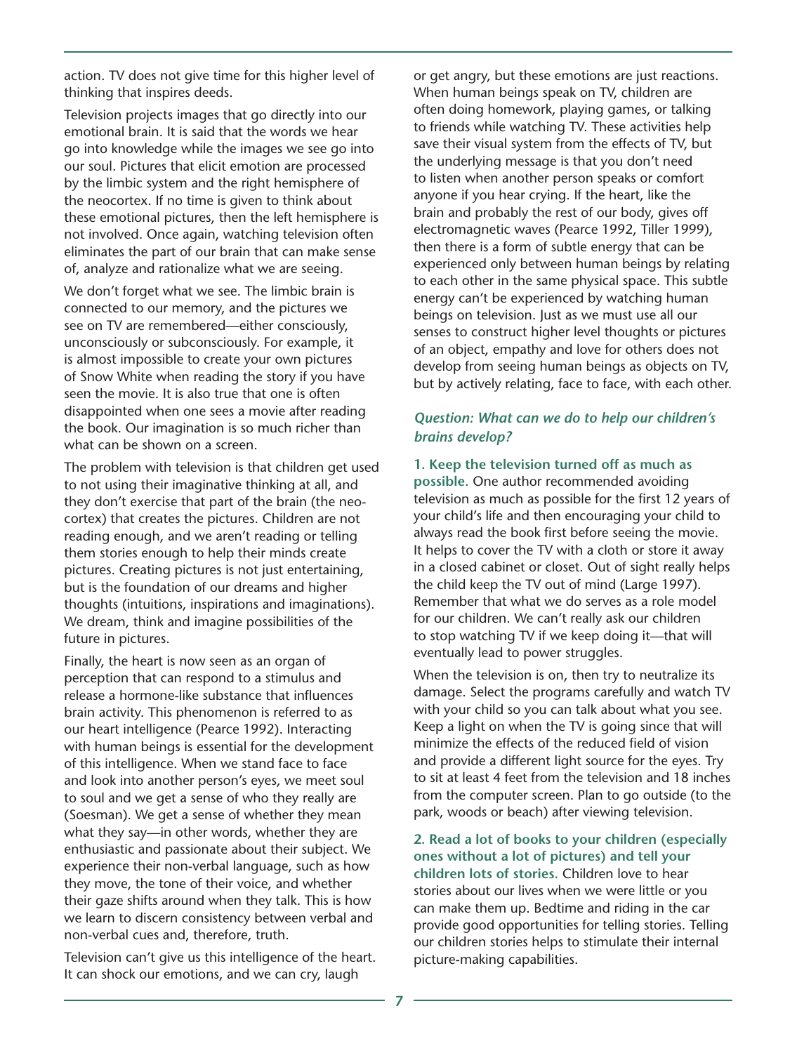action. TV does not give time for this higher level of thinking that inspires deeds.

Television projects images that go directly into our emotional brain. It is said that the words we hear go into knowledge while the images we see go into our soul. Pictures that elicit emotion are processed by the limbic system and the right hemisphere of the neocortex. If no time is given to think about these emotional pictures, then the left hemisphere is not involved. Once again, watching television often eliminates the part of our brain that can make sense of, analyze and rationalize what we are seeing.

We don't forget what we see. The limbic brain is connected to our memory, and the pictures we see on TV are remembered—either consciously, unconsciously or subconsciously. For example, it is almost impossible to create your own pictures of Snow White when reading the story if you have seen the movie. It is also true that one is often disappointed when one sees a movie after reading the book. Our imagination is so much richer than what can be shown on a screen.

The problem with television is that children get used to not using their imaginative thinking at all, and they don't exercise that part of the brain (the neocortex) that creates the pictures. Children are not reading enough, and we aren't reading or telling them stories enough to help their minds create pictures. Creating pictures is not just entertaining, but is the foundation of our dreams and higher thoughts (intuitions, inspirations and imaginations). We dream, think and imagine possibilities of the future in pictures.

Finally, the heart is now seen as an organ of perception that can respond to a stimulus and release a hormone-like substance that influences brain activity. This phenomenon is referred to as our heart intelligence (Pearce 1992). Interacting with human beings is essential for the development of this intelligence. When we stand face to face and look into another person's eyes, we meet soul to soul and we get a sense of who they really are (Soesman). We get a sense of whether they mean what they say—in other words, whether they are enthusiastic and passionate about their subject. We experience their non-verbal language, such as how they move, the tone of their voice, and whether their gaze shifts around when they talk. This is how we learn to discern consistency between verbal and non-verbal cues and, therefore, truth.

Television can't give us this intelligence of the heart. It can shock our emotions, and we can cry, laugh or get angry, but these emotions are just reactions. When human beings speak on TV, children are often doing homework, playing games, or talking to friends while watching TV. These activities help save their visual system from the effects of TV, but the underlying message is that you don't need to listen when another person speaks or comfort anyone if you hear crying. If the heart, like the brain and probably the rest of our body, gives off electromagnetic waves (Pearce 1992, Tiller 1999), then there is a form of subtle energy that can be experienced only between human beings by relating to each other in the same physical space. This subtle energy can't be experienced by watching human beings on television. Just as we must use all our senses to construct higher level thoughts or pictures of an object, empathy and love for others does not develop from seeing human beings as objects on TV, but by actively relating, face to face, with each other.

### *Question: What can we do to help our children's brains develop?*

**1. Keep the television turned off as much as possible.** One author recommended avoiding television as much as possible for the first 12 years of your child's life and then encouraging your child to always read the book first before seeing the movie. It helps to cover the TV with a cloth or store it away in a closed cabinet or closet. Out of sight really helps the child keep the TV out of mind (Large 1997). Remember that what we do serves as a role model for our children. We can't really ask our children to stop watching TV if we keep doing it—that will eventually lead to power struggles.

When the television is on, then try to neutralize its damage. Select the programs carefully and watch TV with your child so you can talk about what you see. Keep a light on when the TV is going since that will minimize the effects of the reduced field of vision and provide a different light source for the eyes. Try to sit at least 4 feet from the television and 18 inches from the computer screen. Plan to go outside (to the park, woods or beach) after viewing television.

**2. Read a lot of books to your children (especially ones without a lot of pictures) and tell your children lots of stories.** Children love to hear stories about our lives when we were little or you can make them up. Bedtime and riding in the car provide good opportunities for telling stories. Telling our children stories helps to stimulate their internal picture-making capabilities.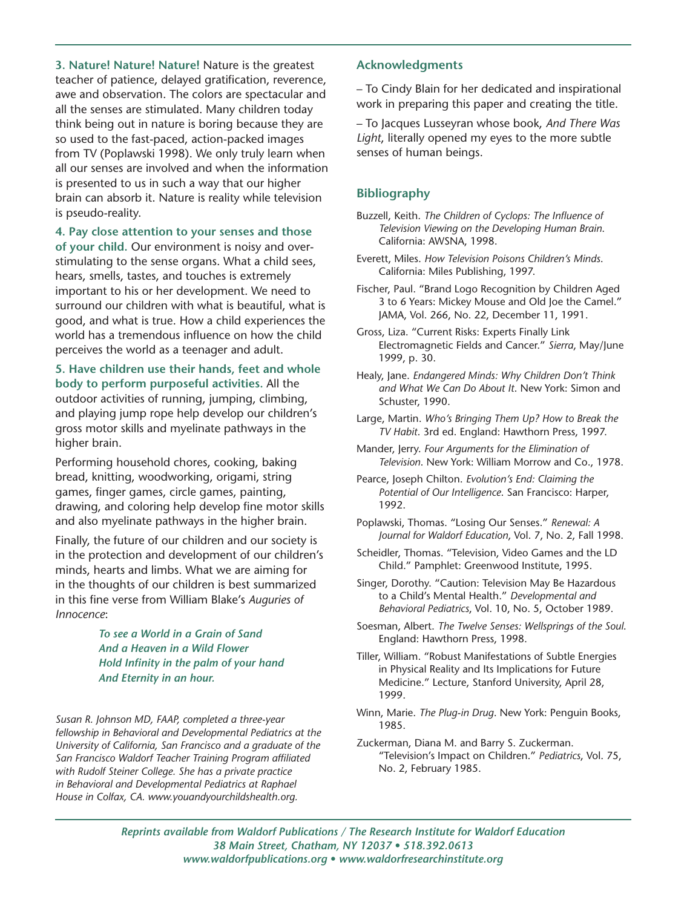**3. Nature! Nature! Nature!** Nature is the greatest teacher of patience, delayed gratification, reverence, awe and observation. The colors are spectacular and all the senses are stimulated. Many children today think being out in nature is boring because they are so used to the fast-paced, action-packed images from TV (Poplawski 1998). We only truly learn when all our senses are involved and when the information is presented to us in such a way that our higher brain can absorb it. Nature is reality while television is pseudo-reality.

**4. Pay close attention to your senses and those of your child.** Our environment is noisy and over-stimulating to the sense organs. What a child sees, hears, smells, tastes, and touches is extremely important to his or her development. We need to surround our children with what is beautiful, what is good, and what is true. How a child experiences the world has a tremendous influence on how the child perceives the world as a teenager and adult.

**5. Have children use their hands, feet and whole body to perform purposeful activities.** All the outdoor activities of running, jumping, climbing, and playing jump rope help develop our children's gross motor skills and myelinate pathways in the higher brain.

Performing household chores, cooking, baking bread, knitting, woodworking, origami, string games, finger games, circle games, painting, drawing, and coloring help develop fine motor skills and also myelinate pathways in the higher brain.

Finally, the future of our children and our society is in the protection and development of our children's minds, hearts and limbs. What we are aiming for in the thoughts of our children is best summarized in this fine verse from William Blake's *Auguries of Innocence*:

> ***To see a World in a Grain of Sand***
> ***And a Heaven in a Wild Flower***
> ***Hold Infinity in the palm of your hand***
> ***And Eternity in an hour.***

*Susan R. Johnson MD, FAAP, completed a three-year fellowship in Behavioral and Developmental Pediatrics at the University of California, San Francisco and a graduate of the San Francisco Waldorf Teacher Training Program affiliated with Rudolf Steiner College. She has a private practice in Behavioral and Developmental Pediatrics at Raphael House in Colfax, CA. www.youandyourchildshealth.org.*

## Acknowledgments

– To Cindy Blain for her dedicated and inspirational work in preparing this paper and creating the title.

– To Jacques Lusseyran whose book, *And There Was Light*, literally opened my eyes to the more subtle senses of human beings.

## Bibliography

Buzzell, Keith. *The Children of Cyclops: The Influence of Television Viewing on the Developing Human Brain.* California: AWSNA, 1998.

Everett, Miles. *How Television Poisons Children's Minds.* California: Miles Publishing, 1997.

Fischer, Paul. "Brand Logo Recognition by Children Aged 3 to 6 Years: Mickey Mouse and Old Joe the Camel." JAMA, Vol. 266, No. 22, December 11, 1991.

Gross, Liza. "Current Risks: Experts Finally Link Electromagnetic Fields and Cancer." *Sierra*, May/June 1999, p. 30.

Healy, Jane. *Endangered Minds: Why Children Don't Think and What We Can Do About It.* New York: Simon and Schuster, 1990.

Large, Martin. *Who's Bringing Them Up? How to Break the TV Habit.* 3rd ed. England: Hawthorn Press, 1997.

Mander, Jerry. *Four Arguments for the Elimination of Television.* New York: William Morrow and Co., 1978.

Pearce, Joseph Chilton. *Evolution's End: Claiming the Potential of Our Intelligence.* San Francisco: Harper, 1992.

Poplawski, Thomas. "Losing Our Senses." *Renewal: A Journal for Waldorf Education*, Vol. 7, No. 2, Fall 1998.

Scheidler, Thomas. "Television, Video Games and the LD Child." Pamphlet: Greenwood Institute, 1995.

Singer, Dorothy. "Caution: Television May Be Hazardous to a Child's Mental Health." *Developmental and Behavioral Pediatrics*, Vol. 10, No. 5, October 1989.

Soesman, Albert. *The Twelve Senses: Wellsprings of the Soul.* England: Hawthorn Press, 1998.

Tiller, William. "Robust Manifestations of Subtle Energies in Physical Reality and Its Implications for Future Medicine." Lecture, Stanford University, April 28, 1999.

Winn, Marie. *The Plug-in Drug.* New York: Penguin Books, 1985.

Zuckerman, Diana M. and Barry S. Zuckerman. "Television's Impact on Children." *Pediatrics*, Vol. 75, No. 2, February 1985.

*Reprints available from Waldorf Publications / The Research Institute for Waldorf Education*
*38 Main Street, Chatham, NY 12037 • 518.392.0613*
*www.waldorfpublications.org • www.waldorfresearchinstitute.org*